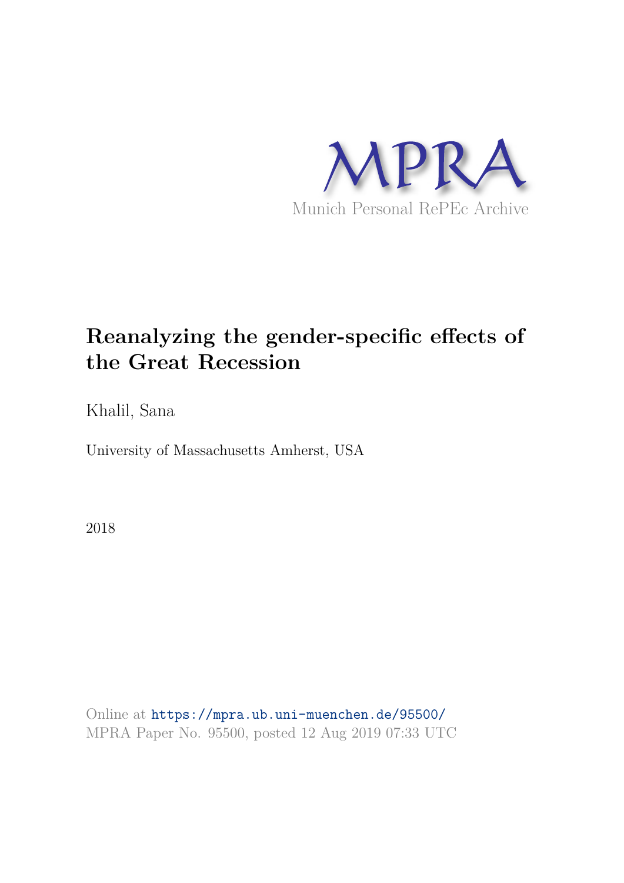MPRA

Munich Personal RePEc Archive

# Reanalyzing the gender-specific effects of the Great Recession

Khalil, Sana

University of Massachusetts Amherst, USA

2018

Online at https://mpra.ub.uni-muenchen.de/95500/
MPRA Paper No. 95500, posted 12 Aug 2019 07:33 UTC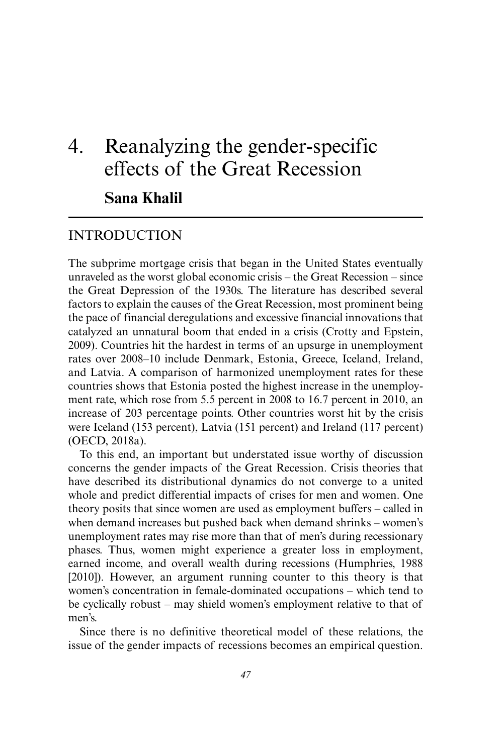# 4. Reanalyzing the gender-specific effects of the Great Recession

**Sana Khalil**

## INTRODUCTION

The subprime mortgage crisis that began in the United States eventually unraveled as the worst global economic crisis – the Great Recession – since the Great Depression of the 1930s. The literature has described several factors to explain the causes of the Great Recession, most prominent being the pace of financial deregulations and excessive financial innovations that catalyzed an unnatural boom that ended in a crisis (Crotty and Epstein, 2009). Countries hit the hardest in terms of an upsurge in unemployment rates over 2008–10 include Denmark, Estonia, Greece, Iceland, Ireland, and Latvia. A comparison of harmonized unemployment rates for these countries shows that Estonia posted the highest increase in the unemployment rate, which rose from 5.5 percent in 2008 to 16.7 percent in 2010, an increase of 203 percentage points. Other countries worst hit by the crisis were Iceland (153 percent), Latvia (151 percent) and Ireland (117 percent) (OECD, 2018a).

To this end, an important but understated issue worthy of discussion concerns the gender impacts of the Great Recession. Crisis theories that have described its distributional dynamics do not converge to a united whole and predict differential impacts of crises for men and women. One theory posits that since women are used as employment buffers – called in when demand increases but pushed back when demand shrinks – women's unemployment rates may rise more than that of men's during recessionary phases. Thus, women might experience a greater loss in employment, earned income, and overall wealth during recessions (Humphries, 1988 [2010]). However, an argument running counter to this theory is that women's concentration in female-dominated occupations – which tend to be cyclically robust – may shield women's employment relative to that of men's.

Since there is no definitive theoretical model of these relations, the issue of the gender impacts of recessions becomes an empirical question.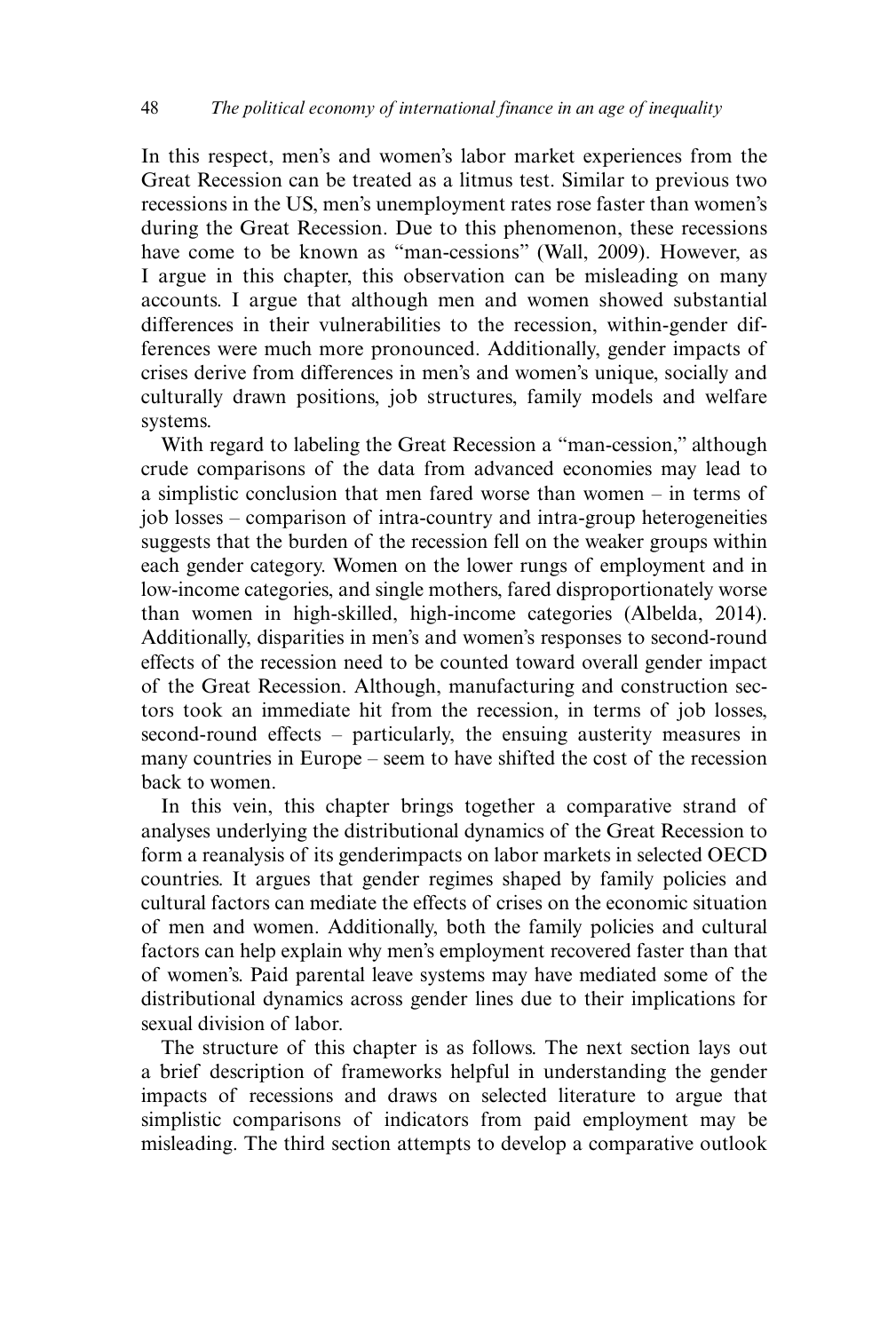In this respect, men's and women's labor market experiences from the Great Recession can be treated as a litmus test. Similar to previous two recessions in the US, men's unemployment rates rose faster than women's during the Great Recession. Due to this phenomenon, these recessions have come to be known as "man-cessions" (Wall, 2009). However, as I argue in this chapter, this observation can be misleading on many accounts. I argue that although men and women showed substantial differences in their vulnerabilities to the recession, within-gender differences were much more pronounced. Additionally, gender impacts of crises derive from differences in men's and women's unique, socially and culturally drawn positions, job structures, family models and welfare systems.

With regard to labeling the Great Recession a "man-cession," although crude comparisons of the data from advanced economies may lead to a simplistic conclusion that men fared worse than women – in terms of job losses – comparison of intra-country and intra-group heterogeneities suggests that the burden of the recession fell on the weaker groups within each gender category. Women on the lower rungs of employment and in low-income categories, and single mothers, fared disproportionately worse than women in high-skilled, high-income categories (Albelda, 2014). Additionally, disparities in men's and women's responses to second-round effects of the recession need to be counted toward overall gender impact of the Great Recession. Although, manufacturing and construction sectors took an immediate hit from the recession, in terms of job losses, second-round effects – particularly, the ensuing austerity measures in many countries in Europe – seem to have shifted the cost of the recession back to women.

In this vein, this chapter brings together a comparative strand of analyses underlying the distributional dynamics of the Great Recession to form a reanalysis of its genderimpacts on labor markets in selected OECD countries. It argues that gender regimes shaped by family policies and cultural factors can mediate the effects of crises on the economic situation of men and women. Additionally, both the family policies and cultural factors can help explain why men's employment recovered faster than that of women's. Paid parental leave systems may have mediated some of the distributional dynamics across gender lines due to their implications for sexual division of labor.

The structure of this chapter is as follows. The next section lays out a brief description of frameworks helpful in understanding the gender impacts of recessions and draws on selected literature to argue that simplistic comparisons of indicators from paid employment may be misleading. The third section attempts to develop a comparative outlook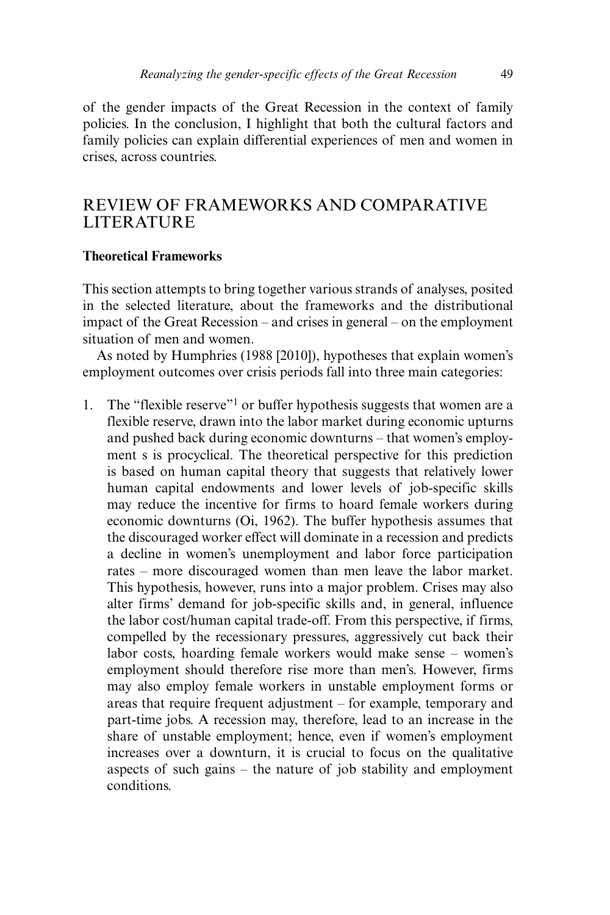of the gender impacts of the Great Recession in the context of family policies. In the conclusion, I highlight that both the cultural factors and family policies can explain differential experiences of men and women in crises, across countries.

## REVIEW OF FRAMEWORKS AND COMPARATIVE LITERATURE

### Theoretical Frameworks

This section attempts to bring together various strands of analyses, posited in the selected literature, about the frameworks and the distributional impact of the Great Recession – and crises in general – on the employment situation of men and women.

As noted by Humphries (1988 [2010]), hypotheses that explain women's employment outcomes over crisis periods fall into three main categories:

1. The "flexible reserve"[1] or buffer hypothesis suggests that women are a flexible reserve, drawn into the labor market during economic upturns and pushed back during economic downturns – that women's employment s is procyclical. The theoretical perspective for this prediction is based on human capital theory that suggests that relatively lower human capital endowments and lower levels of job-specific skills may reduce the incentive for firms to hoard female workers during economic downturns (Oi, 1962). The buffer hypothesis assumes that the discouraged worker effect will dominate in a recession and predicts a decline in women's unemployment and labor force participation rates – more discouraged women than men leave the labor market. This hypothesis, however, runs into a major problem. Crises may also alter firms' demand for job-specific skills and, in general, influence the labor cost/human capital trade-off. From this perspective, if firms, compelled by the recessionary pressures, aggressively cut back their labor costs, hoarding female workers would make sense – women's employment should therefore rise more than men's. However, firms may also employ female workers in unstable employment forms or areas that require frequent adjustment – for example, temporary and part-time jobs. A recession may, therefore, lead to an increase in the share of unstable employment; hence, even if women's employment increases over a downturn, it is crucial to focus on the qualitative aspects of such gains – the nature of job stability and employment conditions.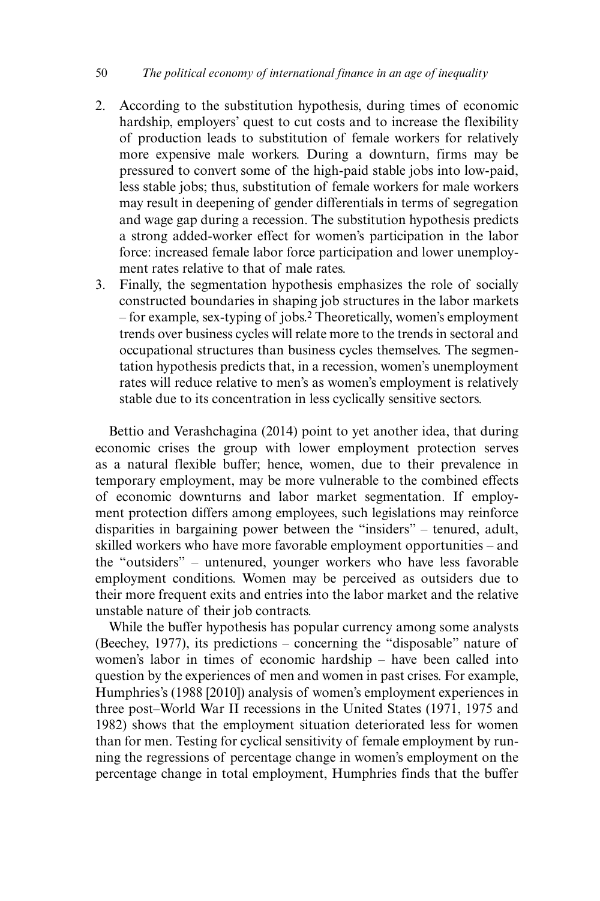2. According to the substitution hypothesis, during times of economic hardship, employers' quest to cut costs and to increase the flexibility of production leads to substitution of female workers for relatively more expensive male workers. During a downturn, firms may be pressured to convert some of the high-paid stable jobs into low-paid, less stable jobs; thus, substitution of female workers for male workers may result in deepening of gender differentials in terms of segregation and wage gap during a recession. The substitution hypothesis predicts a strong added-worker effect for women's participation in the labor force: increased female labor force participation and lower unemployment rates relative to that of male rates.
3. Finally, the segmentation hypothesis emphasizes the role of socially constructed boundaries in shaping job structures in the labor markets – for example, sex-typing of jobs.[2] Theoretically, women's employment trends over business cycles will relate more to the trends in sectoral and occupational structures than business cycles themselves. The segmentation hypothesis predicts that, in a recession, women's unemployment rates will reduce relative to men's as women's employment is relatively stable due to its concentration in less cyclically sensitive sectors.

Bettio and Verashchagina (2014) point to yet another idea, that during economic crises the group with lower employment protection serves as a natural flexible buffer; hence, women, due to their prevalence in temporary employment, may be more vulnerable to the combined effects of economic downturns and labor market segmentation. If employment protection differs among employees, such legislations may reinforce disparities in bargaining power between the "insiders" – tenured, adult, skilled workers who have more favorable employment opportunities – and the "outsiders" – untenured, younger workers who have less favorable employment conditions. Women may be perceived as outsiders due to their more frequent exits and entries into the labor market and the relative unstable nature of their job contracts.

While the buffer hypothesis has popular currency among some analysts (Beechey, 1977), its predictions – concerning the "disposable" nature of women's labor in times of economic hardship – have been called into question by the experiences of men and women in past crises. For example, Humphries's (1988 [2010]) analysis of women's employment experiences in three post–World War II recessions in the United States (1971, 1975 and 1982) shows that the employment situation deteriorated less for women than for men. Testing for cyclical sensitivity of female employment by running the regressions of percentage change in women's employment on the percentage change in total employment, Humphries finds that the buffer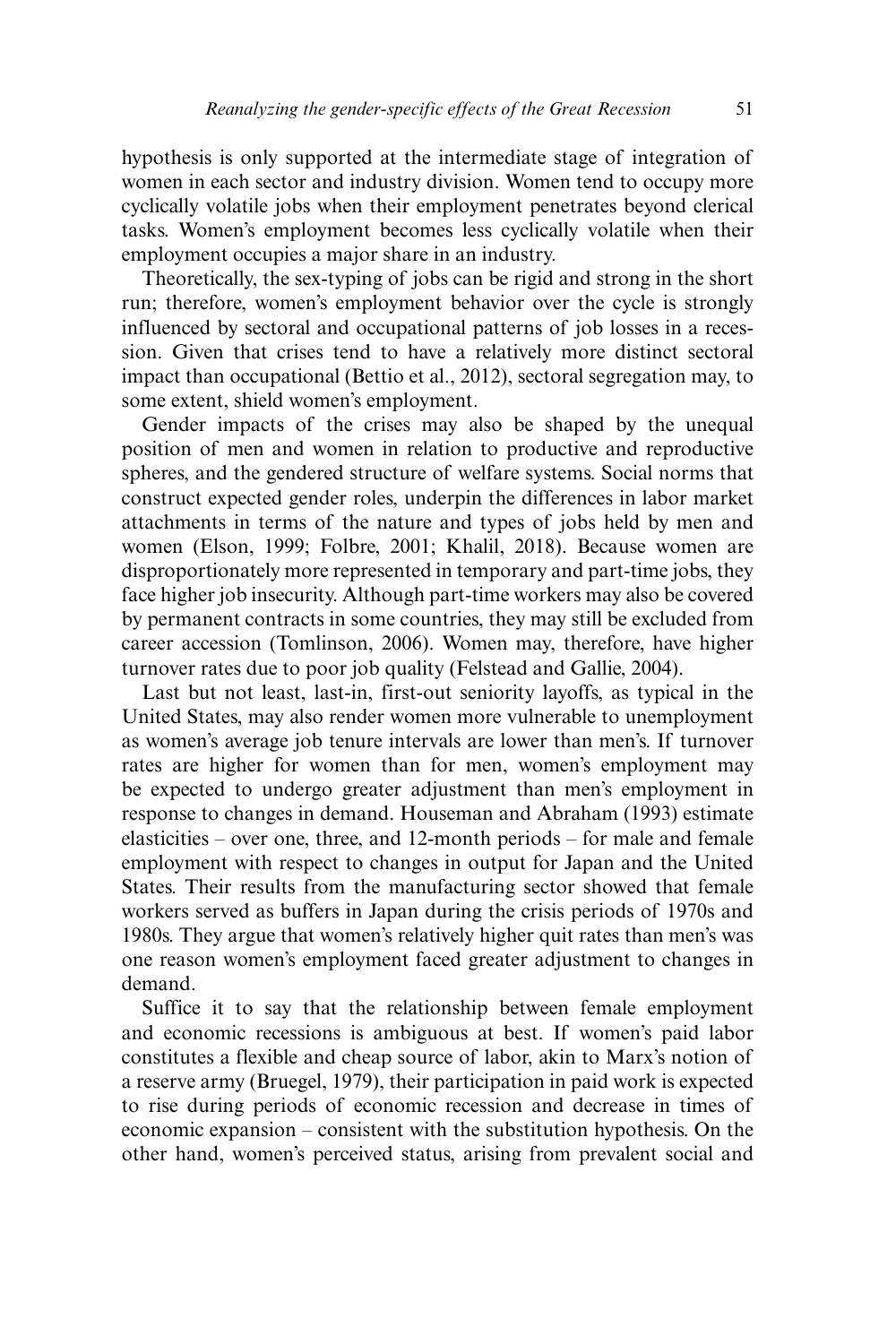hypothesis is only supported at the intermediate stage of integration of women in each sector and industry division. Women tend to occupy more cyclically volatile jobs when their employment penetrates beyond clerical tasks. Women's employment becomes less cyclically volatile when their employment occupies a major share in an industry.

Theoretically, the sex-typing of jobs can be rigid and strong in the short run; therefore, women's employment behavior over the cycle is strongly influenced by sectoral and occupational patterns of job losses in a recession. Given that crises tend to have a relatively more distinct sectoral impact than occupational (Bettio et al., 2012), sectoral segregation may, to some extent, shield women's employment.

Gender impacts of the crises may also be shaped by the unequal position of men and women in relation to productive and reproductive spheres, and the gendered structure of welfare systems. Social norms that construct expected gender roles, underpin the differences in labor market attachments in terms of the nature and types of jobs held by men and women (Elson, 1999; Folbre, 2001; Khalil, 2018). Because women are disproportionately more represented in temporary and part-time jobs, they face higher job insecurity. Although part-time workers may also be covered by permanent contracts in some countries, they may still be excluded from career accession (Tomlinson, 2006). Women may, therefore, have higher turnover rates due to poor job quality (Felstead and Gallie, 2004).

Last but not least, last-in, first-out seniority layoffs, as typical in the United States, may also render women more vulnerable to unemployment as women's average job tenure intervals are lower than men's. If turnover rates are higher for women than for men, women's employment may be expected to undergo greater adjustment than men's employment in response to changes in demand. Houseman and Abraham (1993) estimate elasticities – over one, three, and 12-month periods – for male and female employment with respect to changes in output for Japan and the United States. Their results from the manufacturing sector showed that female workers served as buffers in Japan during the crisis periods of 1970s and 1980s. They argue that women's relatively higher quit rates than men's was one reason women's employment faced greater adjustment to changes in demand.

Suffice it to say that the relationship between female employment and economic recessions is ambiguous at best. If women's paid labor constitutes a flexible and cheap source of labor, akin to Marx's notion of a reserve army (Bruegel, 1979), their participation in paid work is expected to rise during periods of economic recession and decrease in times of economic expansion – consistent with the substitution hypothesis. On the other hand, women's perceived status, arising from prevalent social and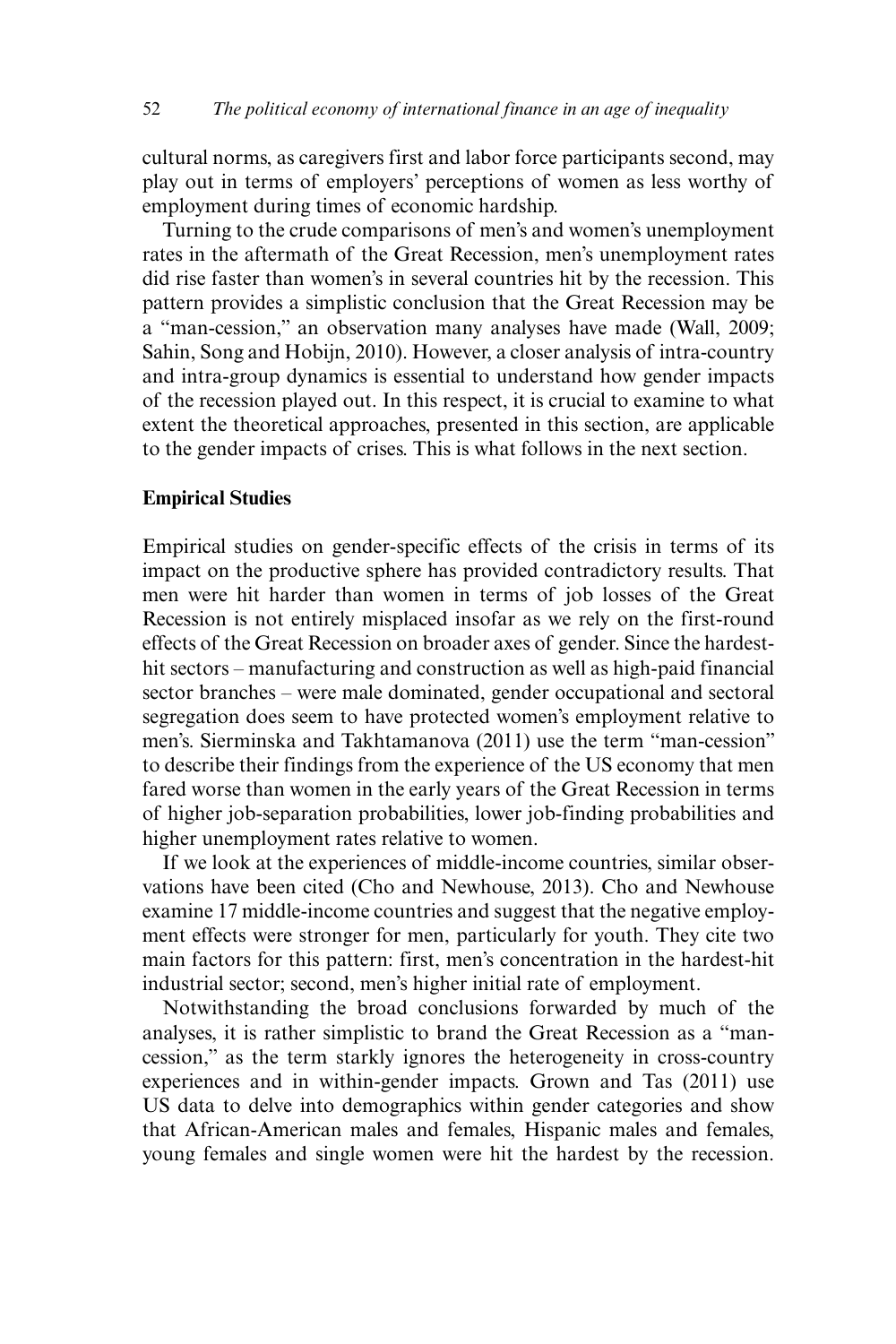cultural norms, as caregivers first and labor force participants second, may play out in terms of employers' perceptions of women as less worthy of employment during times of economic hardship.

Turning to the crude comparisons of men's and women's unemployment rates in the aftermath of the Great Recession, men's unemployment rates did rise faster than women's in several countries hit by the recession. This pattern provides a simplistic conclusion that the Great Recession may be a "man-cession," an observation many analyses have made (Wall, 2009; Sahin, Song and Hobijn, 2010). However, a closer analysis of intra-country and intra-group dynamics is essential to understand how gender impacts of the recession played out. In this respect, it is crucial to examine to what extent the theoretical approaches, presented in this section, are applicable to the gender impacts of crises. This is what follows in the next section.

### Empirical Studies

Empirical studies on gender-specific effects of the crisis in terms of its impact on the productive sphere has provided contradictory results. That men were hit harder than women in terms of job losses of the Great Recession is not entirely misplaced insofar as we rely on the first-round effects of the Great Recession on broader axes of gender. Since the hardest-hit sectors – manufacturing and construction as well as high-paid financial sector branches – were male dominated, gender occupational and sectoral segregation does seem to have protected women's employment relative to men's. Sierminska and Takhtamanova (2011) use the term "man-cession" to describe their findings from the experience of the US economy that men fared worse than women in the early years of the Great Recession in terms of higher job-separation probabilities, lower job-finding probabilities and higher unemployment rates relative to women.

If we look at the experiences of middle-income countries, similar observations have been cited (Cho and Newhouse, 2013). Cho and Newhouse examine 17 middle-income countries and suggest that the negative employment effects were stronger for men, particularly for youth. They cite two main factors for this pattern: first, men's concentration in the hardest-hit industrial sector; second, men's higher initial rate of employment.

Notwithstanding the broad conclusions forwarded by much of the analyses, it is rather simplistic to brand the Great Recession as a "man-cession," as the term starkly ignores the heterogeneity in cross-country experiences and in within-gender impacts. Grown and Tas (2011) use US data to delve into demographics within gender categories and show that African-American males and females, Hispanic males and females, young females and single women were hit the hardest by the recession.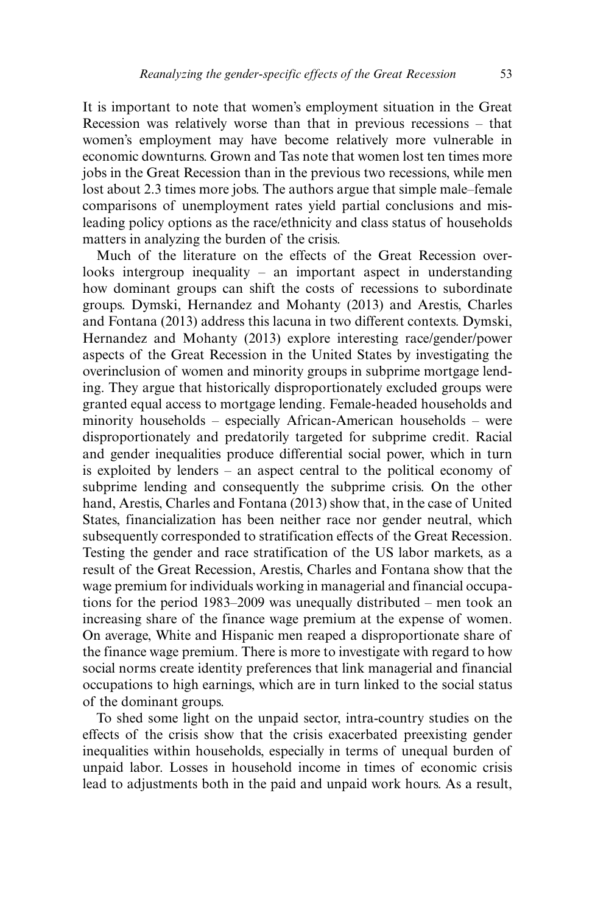It is important to note that women's employment situation in the Great Recession was relatively worse than that in previous recessions – that women's employment may have become relatively more vulnerable in economic downturns. Grown and Tas note that women lost ten times more jobs in the Great Recession than in the previous two recessions, while men lost about 2.3 times more jobs. The authors argue that simple male–female comparisons of unemployment rates yield partial conclusions and misleading policy options as the race/ethnicity and class status of households matters in analyzing the burden of the crisis.

Much of the literature on the effects of the Great Recession overlooks intergroup inequality – an important aspect in understanding how dominant groups can shift the costs of recessions to subordinate groups. Dymski, Hernandez and Mohanty (2013) and Arestis, Charles and Fontana (2013) address this lacuna in two different contexts. Dymski, Hernandez and Mohanty (2013) explore interesting race/gender/power aspects of the Great Recession in the United States by investigating the overinclusion of women and minority groups in subprime mortgage lending. They argue that historically disproportionately excluded groups were granted equal access to mortgage lending. Female-headed households and minority households – especially African-American households – were disproportionately and predatorily targeted for subprime credit. Racial and gender inequalities produce differential social power, which in turn is exploited by lenders – an aspect central to the political economy of subprime lending and consequently the subprime crisis. On the other hand, Arestis, Charles and Fontana (2013) show that, in the case of United States, financialization has been neither race nor gender neutral, which subsequently corresponded to stratification effects of the Great Recession. Testing the gender and race stratification of the US labor markets, as a result of the Great Recession, Arestis, Charles and Fontana show that the wage premium for individuals working in managerial and financial occupations for the period 1983–2009 was unequally distributed – men took an increasing share of the finance wage premium at the expense of women. On average, White and Hispanic men reaped a disproportionate share of the finance wage premium. There is more to investigate with regard to how social norms create identity preferences that link managerial and financial occupations to high earnings, which are in turn linked to the social status of the dominant groups.

To shed some light on the unpaid sector, intra-country studies on the effects of the crisis show that the crisis exacerbated preexisting gender inequalities within households, especially in terms of unequal burden of unpaid labor. Losses in household income in times of economic crisis lead to adjustments both in the paid and unpaid work hours. As a result,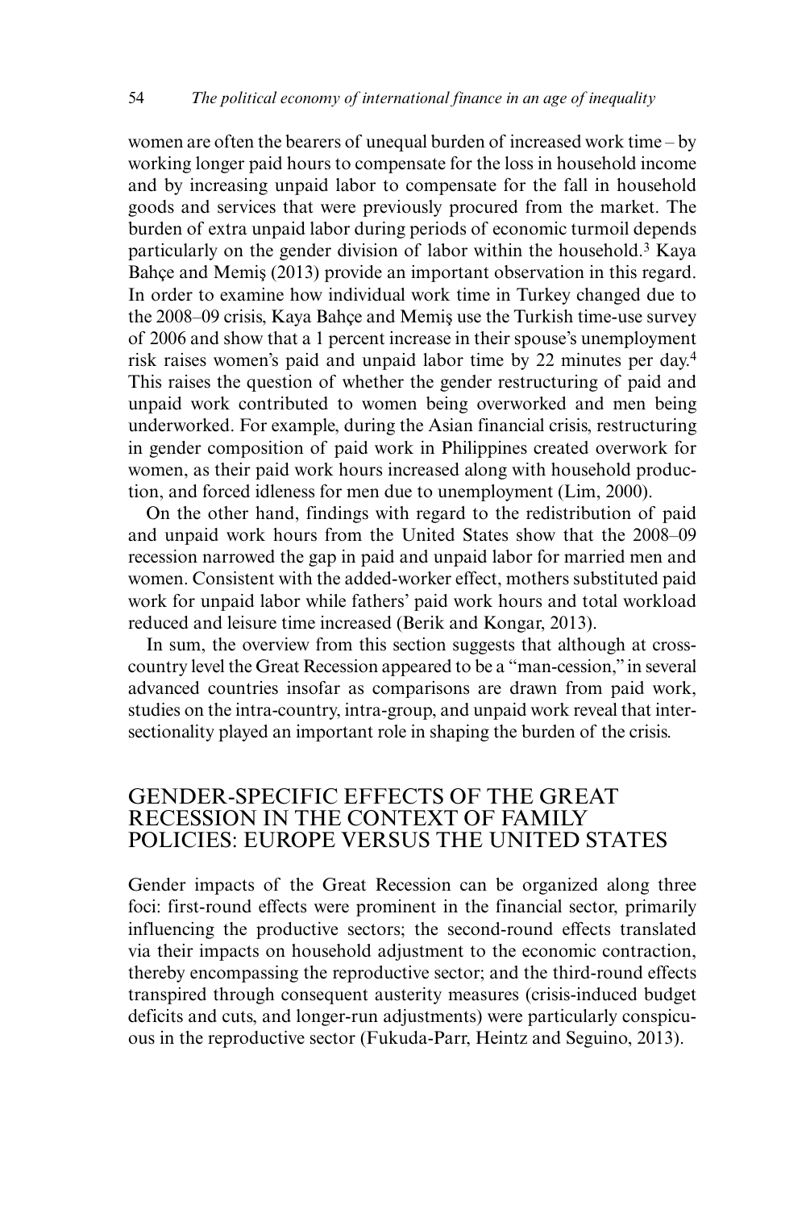women are often the bearers of unequal burden of increased work time – by working longer paid hours to compensate for the loss in household income and by increasing unpaid labor to compensate for the fall in household goods and services that were previously procured from the market. The burden of extra unpaid labor during periods of economic turmoil depends particularly on the gender division of labor within the household.[3] Kaya Bahçe and Memiş (2013) provide an important observation in this regard. In order to examine how individual work time in Turkey changed due to the 2008–09 crisis, Kaya Bahçe and Memiş use the Turkish time-use survey of 2006 and show that a 1 percent increase in their spouse's unemployment risk raises women's paid and unpaid labor time by 22 minutes per day.[4] This raises the question of whether the gender restructuring of paid and unpaid work contributed to women being overworked and men being underworked. For example, during the Asian financial crisis, restructuring in gender composition of paid work in Philippines created overwork for women, as their paid work hours increased along with household production, and forced idleness for men due to unemployment (Lim, 2000).

On the other hand, findings with regard to the redistribution of paid and unpaid work hours from the United States show that the 2008–09 recession narrowed the gap in paid and unpaid labor for married men and women. Consistent with the added-worker effect, mothers substituted paid work for unpaid labor while fathers' paid work hours and total workload reduced and leisure time increased (Berik and Kongar, 2013).

In sum, the overview from this section suggests that although at cross-country level the Great Recession appeared to be a "man-cession," in several advanced countries insofar as comparisons are drawn from paid work, studies on the intra-country, intra-group, and unpaid work reveal that intersectionality played an important role in shaping the burden of the crisis.

## GENDER-SPECIFIC EFFECTS OF THE GREAT RECESSION IN THE CONTEXT OF FAMILY POLICIES: EUROPE VERSUS THE UNITED STATES

Gender impacts of the Great Recession can be organized along three foci: first-round effects were prominent in the financial sector, primarily influencing the productive sectors; the second-round effects translated via their impacts on household adjustment to the economic contraction, thereby encompassing the reproductive sector; and the third-round effects transpired through consequent austerity measures (crisis-induced budget deficits and cuts, and longer-run adjustments) were particularly conspicuous in the reproductive sector (Fukuda-Parr, Heintz and Seguino, 2013).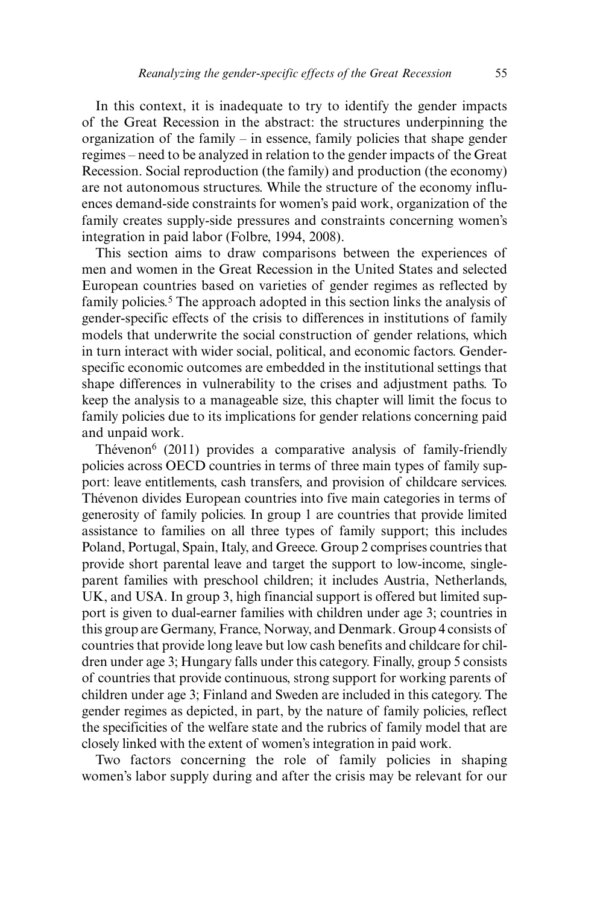In this context, it is inadequate to try to identify the gender impacts of the Great Recession in the abstract: the structures underpinning the organization of the family – in essence, family policies that shape gender regimes – need to be analyzed in relation to the gender impacts of the Great Recession. Social reproduction (the family) and production (the economy) are not autonomous structures. While the structure of the economy influences demand-side constraints for women's paid work, organization of the family creates supply-side pressures and constraints concerning women's integration in paid labor (Folbre, 1994, 2008).

This section aims to draw comparisons between the experiences of men and women in the Great Recession in the United States and selected European countries based on varieties of gender regimes as reflected by family policies.[5] The approach adopted in this section links the analysis of gender-specific effects of the crisis to differences in institutions of family models that underwrite the social construction of gender relations, which in turn interact with wider social, political, and economic factors. Gender-specific economic outcomes are embedded in the institutional settings that shape differences in vulnerability to the crises and adjustment paths. To keep the analysis to a manageable size, this chapter will limit the focus to family policies due to its implications for gender relations concerning paid and unpaid work.

Thévenon[6] (2011) provides a comparative analysis of family-friendly policies across OECD countries in terms of three main types of family support: leave entitlements, cash transfers, and provision of childcare services. Thévenon divides European countries into five main categories in terms of generosity of family policies. In group 1 are countries that provide limited assistance to families on all three types of family support; this includes Poland, Portugal, Spain, Italy, and Greece. Group 2 comprises countries that provide short parental leave and target the support to low-income, single-parent families with preschool children; it includes Austria, Netherlands, UK, and USA. In group 3, high financial support is offered but limited support is given to dual-earner families with children under age 3; countries in this group are Germany, France, Norway, and Denmark. Group 4 consists of countries that provide long leave but low cash benefits and childcare for children under age 3; Hungary falls under this category. Finally, group 5 consists of countries that provide continuous, strong support for working parents of children under age 3; Finland and Sweden are included in this category. The gender regimes as depicted, in part, by the nature of family policies, reflect the specificities of the welfare state and the rubrics of family model that are closely linked with the extent of women's integration in paid work.

Two factors concerning the role of family policies in shaping women's labor supply during and after the crisis may be relevant for our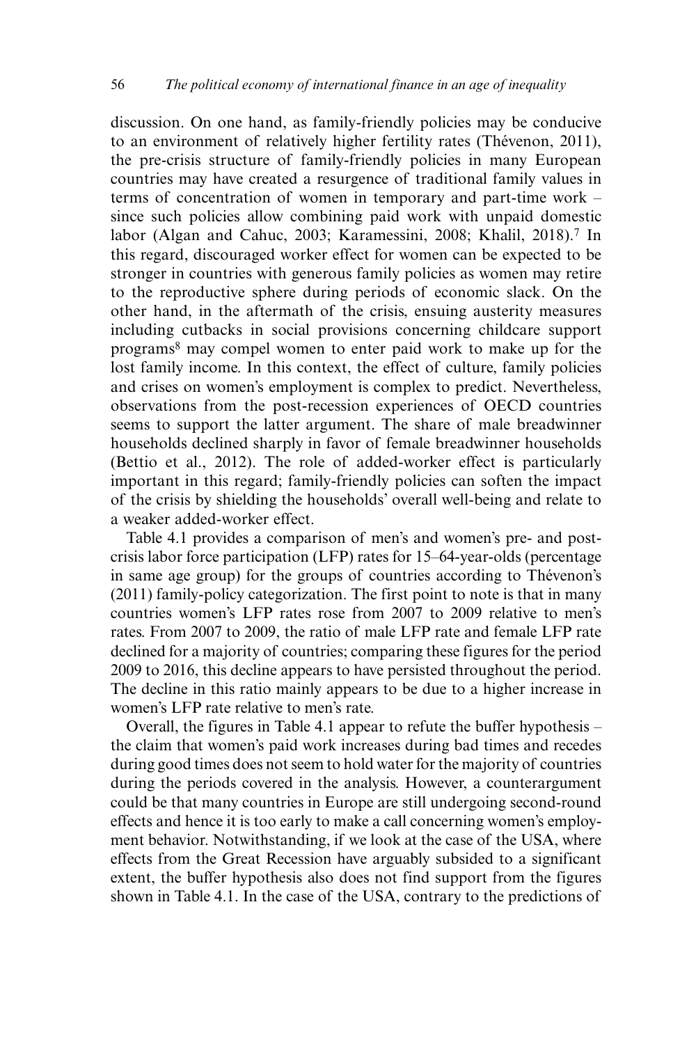discussion. On one hand, as family-friendly policies may be conducive to an environment of relatively higher fertility rates (Thévenon, 2011), the pre-crisis structure of family-friendly policies in many European countries may have created a resurgence of traditional family values in terms of concentration of women in temporary and part-time work – since such policies allow combining paid work with unpaid domestic labor (Algan and Cahuc, 2003; Karamessini, 2008; Khalil, 2018).[7] In this regard, discouraged worker effect for women can be expected to be stronger in countries with generous family policies as women may retire to the reproductive sphere during periods of economic slack. On the other hand, in the aftermath of the crisis, ensuing austerity measures including cutbacks in social provisions concerning childcare support programs[8] may compel women to enter paid work to make up for the lost family income. In this context, the effect of culture, family policies and crises on women's employment is complex to predict. Nevertheless, observations from the post-recession experiences of OECD countries seems to support the latter argument. The share of male breadwinner households declined sharply in favor of female breadwinner households (Bettio et al., 2012). The role of added-worker effect is particularly important in this regard; family-friendly policies can soften the impact of the crisis by shielding the households' overall well-being and relate to a weaker added-worker effect.

Table 4.1 provides a comparison of men's and women's pre- and post-crisis labor force participation (LFP) rates for 15–64-year-olds (percentage in same age group) for the groups of countries according to Thévenon's (2011) family-policy categorization. The first point to note is that in many countries women's LFP rates rose from 2007 to 2009 relative to men's rates. From 2007 to 2009, the ratio of male LFP rate and female LFP rate declined for a majority of countries; comparing these figures for the period 2009 to 2016, this decline appears to have persisted throughout the period. The decline in this ratio mainly appears to be due to a higher increase in women's LFP rate relative to men's rate.

Overall, the figures in Table 4.1 appear to refute the buffer hypothesis – the claim that women's paid work increases during bad times and recedes during good times does not seem to hold water for the majority of countries during the periods covered in the analysis. However, a counterargument could be that many countries in Europe are still undergoing second-round effects and hence it is too early to make a call concerning women's employment behavior. Notwithstanding, if we look at the case of the USA, where effects from the Great Recession have arguably subsided to a significant extent, the buffer hypothesis also does not find support from the figures shown in Table 4.1. In the case of the USA, contrary to the predictions of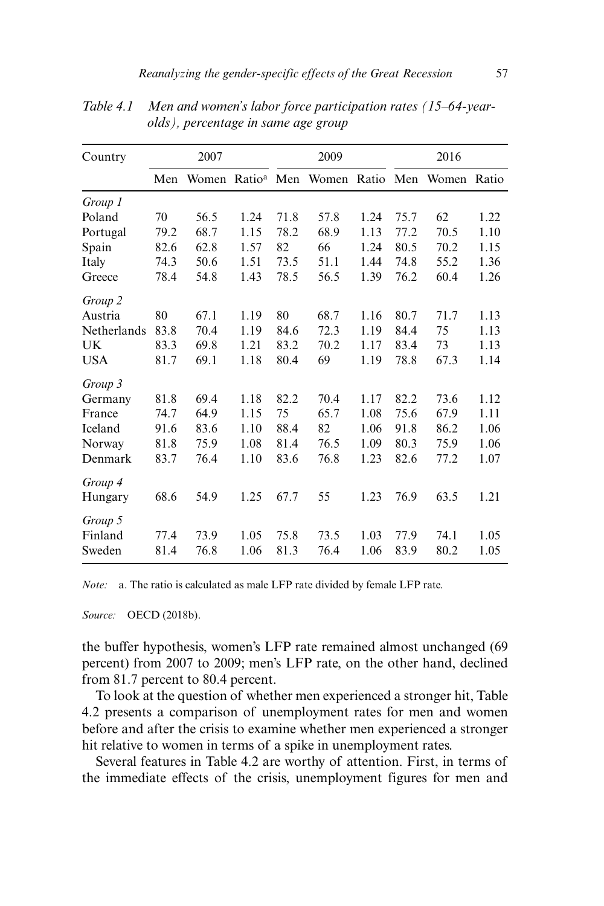*Table 4.1 Men and women's labor force participation rates (15–64-year-olds), percentage in same age group*

| Country | 2007 | | | 2009 | | | 2016 | | |
|---|---|---|---|---|---|---|---|---|---|
| | Men | Women | Ratio[a] | Men | Women | Ratio | Men | Women | Ratio |
| *Group 1* | | | | | | | | | |
| Poland | 70 | 56.5 | 1.24 | 71.8 | 57.8 | 1.24 | 75.7 | 62 | 1.22 |
| Portugal | 79.2 | 68.7 | 1.15 | 78.2 | 68.9 | 1.13 | 77.2 | 70.5 | 1.10 |
| Spain | 82.6 | 62.8 | 1.57 | 82 | 66 | 1.24 | 80.5 | 70.2 | 1.15 |
| Italy | 74.3 | 50.6 | 1.51 | 73.5 | 51.1 | 1.44 | 74.8 | 55.2 | 1.36 |
| Greece | 78.4 | 54.8 | 1.43 | 78.5 | 56.5 | 1.39 | 76.2 | 60.4 | 1.26 |
| *Group 2* | | | | | | | | | |
| Austria | 80 | 67.1 | 1.19 | 80 | 68.7 | 1.16 | 80.7 | 71.7 | 1.13 |
| Netherlands | 83.8 | 70.4 | 1.19 | 84.6 | 72.3 | 1.19 | 84.4 | 75 | 1.13 |
| UK | 83.3 | 69.8 | 1.21 | 83.2 | 70.2 | 1.17 | 83.4 | 73 | 1.13 |
| USA | 81.7 | 69.1 | 1.18 | 80.4 | 69 | 1.19 | 78.8 | 67.3 | 1.14 |
| *Group 3* | | | | | | | | | |
| Germany | 81.8 | 69.4 | 1.18 | 82.2 | 70.4 | 1.17 | 82.2 | 73.6 | 1.12 |
| France | 74.7 | 64.9 | 1.15 | 75 | 65.7 | 1.08 | 75.6 | 67.9 | 1.11 |
| Iceland | 91.6 | 83.6 | 1.10 | 88.4 | 82 | 1.06 | 91.8 | 86.2 | 1.06 |
| Norway | 81.8 | 75.9 | 1.08 | 81.4 | 76.5 | 1.09 | 80.3 | 75.9 | 1.06 |
| Denmark | 83.7 | 76.4 | 1.10 | 83.6 | 76.8 | 1.23 | 82.6 | 77.2 | 1.07 |
| *Group 4* | | | | | | | | | |
| Hungary | 68.6 | 54.9 | 1.25 | 67.7 | 55 | 1.23 | 76.9 | 63.5 | 1.21 |
| *Group 5* | | | | | | | | | |
| Finland | 77.4 | 73.9 | 1.05 | 75.8 | 73.5 | 1.03 | 77.9 | 74.1 | 1.05 |
| Sweden | 81.4 | 76.8 | 1.06 | 81.3 | 76.4 | 1.06 | 83.9 | 80.2 | 1.05 |

*Note:* a. The ratio is calculated as male LFP rate divided by female LFP rate.

*Source:* OECD (2018b).

the buffer hypothesis, women's LFP rate remained almost unchanged (69 percent) from 2007 to 2009; men's LFP rate, on the other hand, declined from 81.7 percent to 80.4 percent.

To look at the question of whether men experienced a stronger hit, Table 4.2 presents a comparison of unemployment rates for men and women before and after the crisis to examine whether men experienced a stronger hit relative to women in terms of a spike in unemployment rates.

Several features in Table 4.2 are worthy of attention. First, in terms of the immediate effects of the crisis, unemployment figures for men and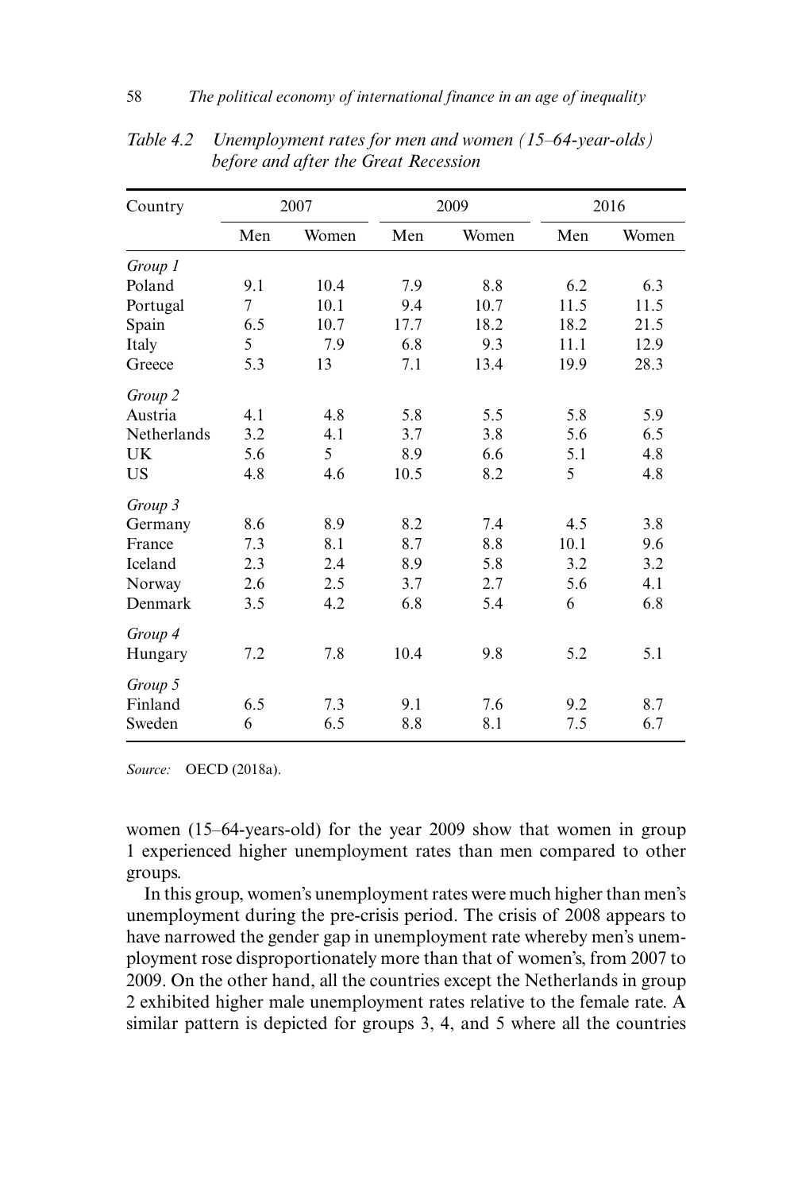*Table 4.2 Unemployment rates for men and women (15–64-year-olds) before and after the Great Recession*

| Country | 2007 | | 2009 | | 2016 | |
|---|---|---|---|---|---|---|
| | Men | Women | Men | Women | Men | Women |
| *Group 1* | | | | | | |
| Poland | 9.1 | 10.4 | 7.9 | 8.8 | 6.2 | 6.3 |
| Portugal | 7 | 10.1 | 9.4 | 10.7 | 11.5 | 11.5 |
| Spain | 6.5 | 10.7 | 17.7 | 18.2 | 18.2 | 21.5 |
| Italy | 5 | 7.9 | 6.8 | 9.3 | 11.1 | 12.9 |
| Greece | 5.3 | 13 | 7.1 | 13.4 | 19.9 | 28.3 |
| *Group 2* | | | | | | |
| Austria | 4.1 | 4.8 | 5.8 | 5.5 | 5.8 | 5.9 |
| Netherlands | 3.2 | 4.1 | 3.7 | 3.8 | 5.6 | 6.5 |
| UK | 5.6 | 5 | 8.9 | 6.6 | 5.1 | 4.8 |
| US | 4.8 | 4.6 | 10.5 | 8.2 | 5 | 4.8 |
| *Group 3* | | | | | | |
| Germany | 8.6 | 8.9 | 8.2 | 7.4 | 4.5 | 3.8 |
| France | 7.3 | 8.1 | 8.7 | 8.8 | 10.1 | 9.6 |
| Iceland | 2.3 | 2.4 | 8.9 | 5.8 | 3.2 | 3.2 |
| Norway | 2.6 | 2.5 | 3.7 | 2.7 | 5.6 | 4.1 |
| Denmark | 3.5 | 4.2 | 6.8 | 5.4 | 6 | 6.8 |
| *Group 4* | | | | | | |
| Hungary | 7.2 | 7.8 | 10.4 | 9.8 | 5.2 | 5.1 |
| *Group 5* | | | | | | |
| Finland | 6.5 | 7.3 | 9.1 | 7.6 | 9.2 | 8.7 |
| Sweden | 6 | 6.5 | 8.8 | 8.1 | 7.5 | 6.7 |

*Source:* OECD (2018a).

women (15–64-years-old) for the year 2009 show that women in group 1 experienced higher unemployment rates than men compared to other groups.

In this group, women's unemployment rates were much higher than men's unemployment during the pre-crisis period. The crisis of 2008 appears to have narrowed the gender gap in unemployment rate whereby men's unemployment rose disproportionately more than that of women's, from 2007 to 2009. On the other hand, all the countries except the Netherlands in group 2 exhibited higher male unemployment rates relative to the female rate. A similar pattern is depicted for groups 3, 4, and 5 where all the countries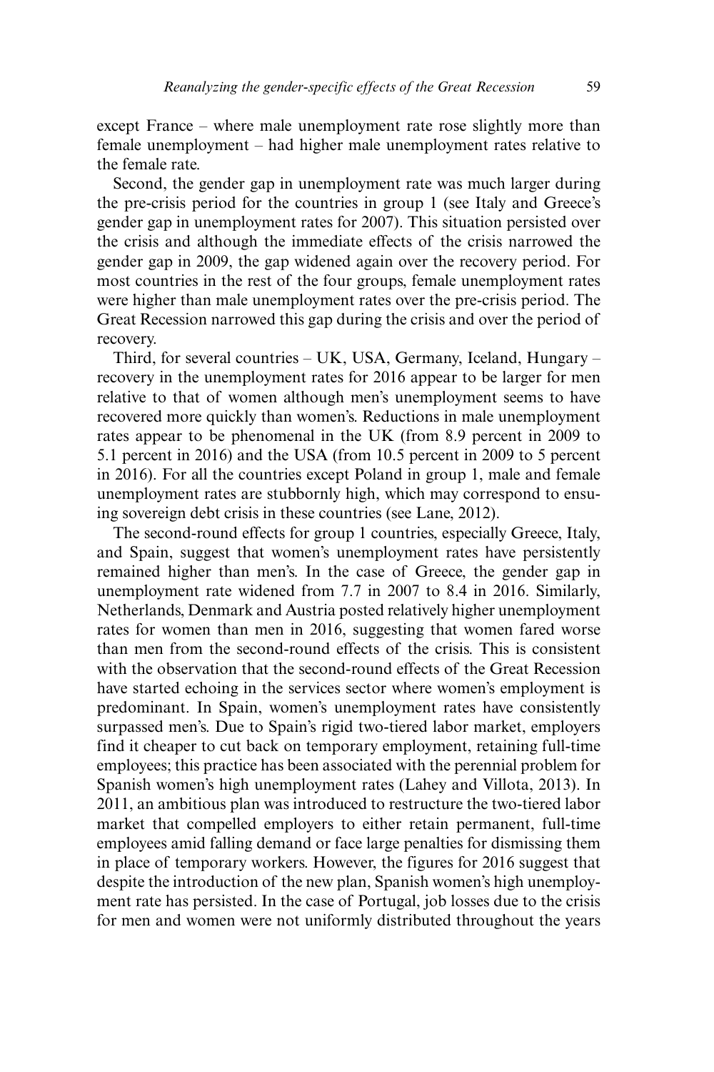except France – where male unemployment rate rose slightly more than female unemployment – had higher male unemployment rates relative to the female rate.

Second, the gender gap in unemployment rate was much larger during the pre-crisis period for the countries in group 1 (see Italy and Greece's gender gap in unemployment rates for 2007). This situation persisted over the crisis and although the immediate effects of the crisis narrowed the gender gap in 2009, the gap widened again over the recovery period. For most countries in the rest of the four groups, female unemployment rates were higher than male unemployment rates over the pre-crisis period. The Great Recession narrowed this gap during the crisis and over the period of recovery.

Third, for several countries – UK, USA, Germany, Iceland, Hungary – recovery in the unemployment rates for 2016 appear to be larger for men relative to that of women although men's unemployment seems to have recovered more quickly than women's. Reductions in male unemployment rates appear to be phenomenal in the UK (from 8.9 percent in 2009 to 5.1 percent in 2016) and the USA (from 10.5 percent in 2009 to 5 percent in 2016). For all the countries except Poland in group 1, male and female unemployment rates are stubbornly high, which may correspond to ensuing sovereign debt crisis in these countries (see Lane, 2012).

The second-round effects for group 1 countries, especially Greece, Italy, and Spain, suggest that women's unemployment rates have persistently remained higher than men's. In the case of Greece, the gender gap in unemployment rate widened from 7.7 in 2007 to 8.4 in 2016. Similarly, Netherlands, Denmark and Austria posted relatively higher unemployment rates for women than men in 2016, suggesting that women fared worse than men from the second-round effects of the crisis. This is consistent with the observation that the second-round effects of the Great Recession have started echoing in the services sector where women's employment is predominant. In Spain, women's unemployment rates have consistently surpassed men's. Due to Spain's rigid two-tiered labor market, employers find it cheaper to cut back on temporary employment, retaining full-time employees; this practice has been associated with the perennial problem for Spanish women's high unemployment rates (Lahey and Villota, 2013). In 2011, an ambitious plan was introduced to restructure the two-tiered labor market that compelled employers to either retain permanent, full-time employees amid falling demand or face large penalties for dismissing them in place of temporary workers. However, the figures for 2016 suggest that despite the introduction of the new plan, Spanish women's high unemployment rate has persisted. In the case of Portugal, job losses due to the crisis for men and women were not uniformly distributed throughout the years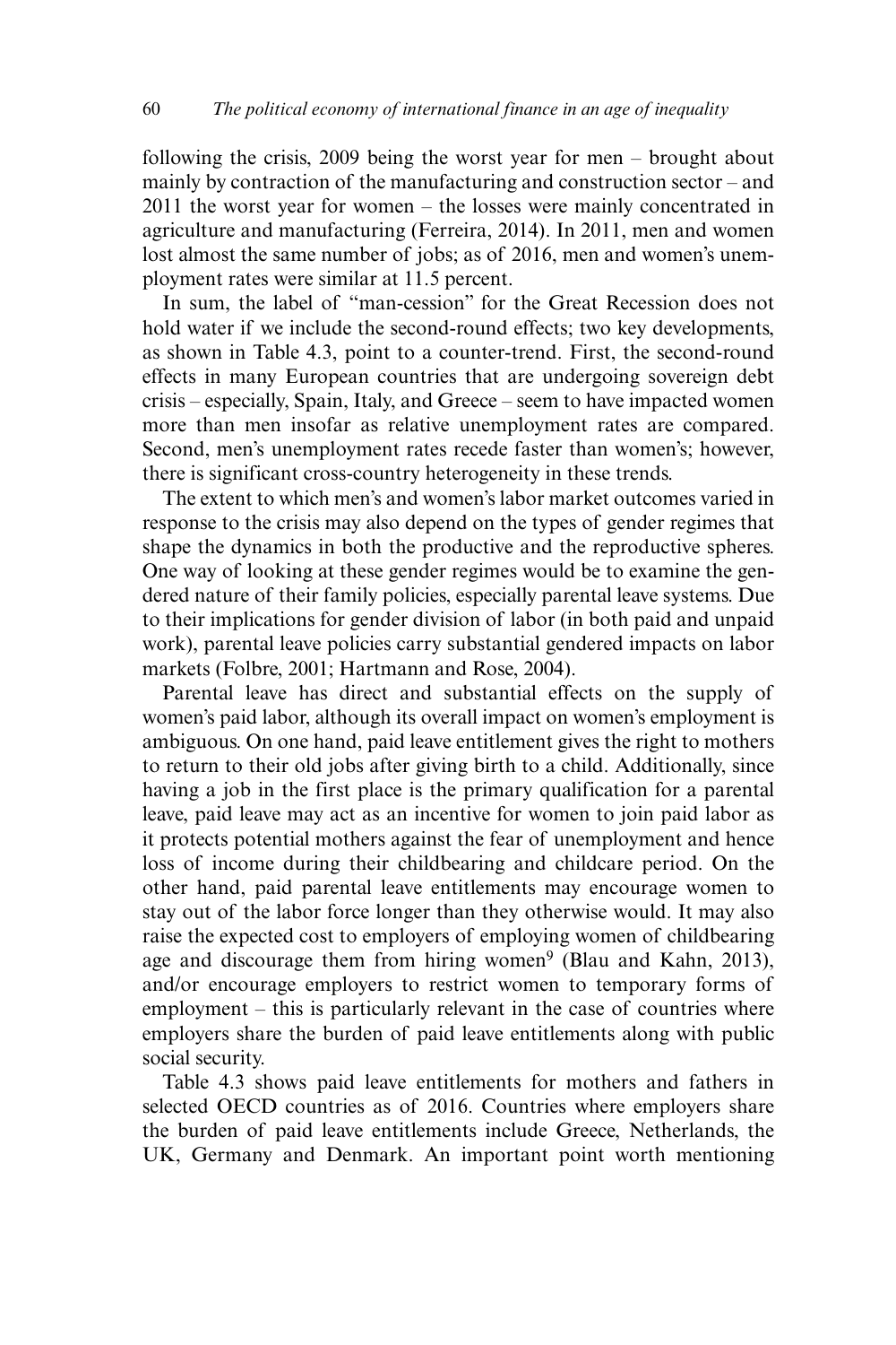following the crisis, 2009 being the worst year for men – brought about mainly by contraction of the manufacturing and construction sector – and 2011 the worst year for women – the losses were mainly concentrated in agriculture and manufacturing (Ferreira, 2014). In 2011, men and women lost almost the same number of jobs; as of 2016, men and women's unemployment rates were similar at 11.5 percent.

In sum, the label of "man-cession" for the Great Recession does not hold water if we include the second-round effects; two key developments, as shown in Table 4.3, point to a counter-trend. First, the second-round effects in many European countries that are undergoing sovereign debt crisis – especially, Spain, Italy, and Greece – seem to have impacted women more than men insofar as relative unemployment rates are compared. Second, men's unemployment rates recede faster than women's; however, there is significant cross-country heterogeneity in these trends.

The extent to which men's and women's labor market outcomes varied in response to the crisis may also depend on the types of gender regimes that shape the dynamics in both the productive and the reproductive spheres. One way of looking at these gender regimes would be to examine the gendered nature of their family policies, especially parental leave systems. Due to their implications for gender division of labor (in both paid and unpaid work), parental leave policies carry substantial gendered impacts on labor markets (Folbre, 2001; Hartmann and Rose, 2004).

Parental leave has direct and substantial effects on the supply of women's paid labor, although its overall impact on women's employment is ambiguous. On one hand, paid leave entitlement gives the right to mothers to return to their old jobs after giving birth to a child. Additionally, since having a job in the first place is the primary qualification for a parental leave, paid leave may act as an incentive for women to join paid labor as it protects potential mothers against the fear of unemployment and hence loss of income during their childbearing and childcare period. On the other hand, paid parental leave entitlements may encourage women to stay out of the labor force longer than they otherwise would. It may also raise the expected cost to employers of employing women of childbearing age and discourage them from hiring women[9] (Blau and Kahn, 2013), and/or encourage employers to restrict women to temporary forms of employment – this is particularly relevant in the case of countries where employers share the burden of paid leave entitlements along with public social security.

Table 4.3 shows paid leave entitlements for mothers and fathers in selected OECD countries as of 2016. Countries where employers share the burden of paid leave entitlements include Greece, Netherlands, the UK, Germany and Denmark. An important point worth mentioning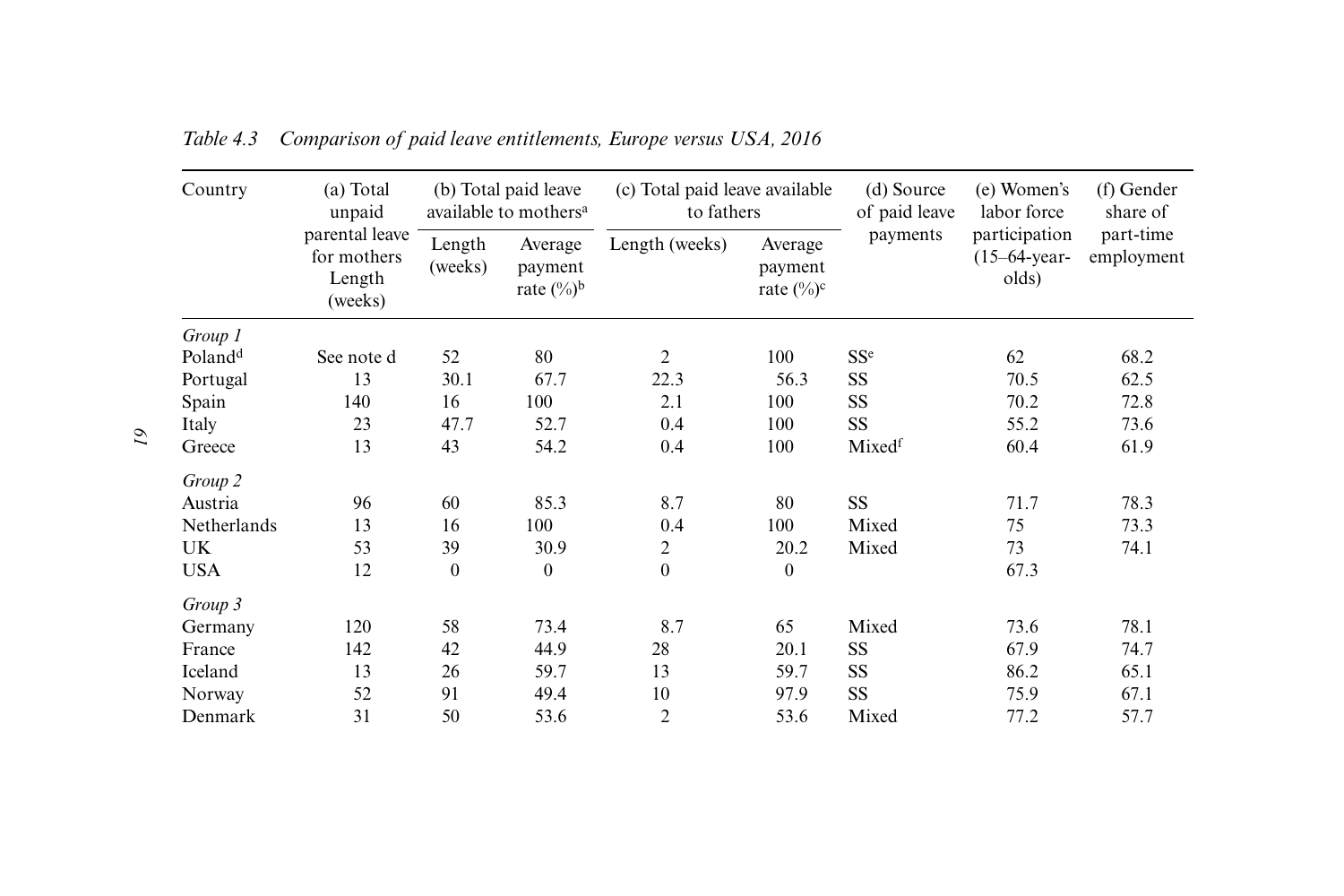*Table 4.3 Comparison of paid leave entitlements, Europe versus USA, 2016*

| Country | (a) Total unpaid parental leave for mothers Length (weeks) | (b) Total paid leave available to mothers[a] | | (c) Total paid leave available to fathers | | (d) Source of paid leave payments | (e) Women's labor force participation (15–64-year-olds) | (f) Gender share of part-time employment |
|---|---|---|---|---|---|---|---|---|
| | | Length (weeks) | Average payment rate (%)[b] | Length (weeks) | Average payment rate (%)[c] | | | |
| *Group 1* | | | | | | | | |
| Poland[d] | See note d | 52 | 80 | 2 | 100 | SS[e] | 62 | 68.2 |
| Portugal | 13 | 30.1 | 67.7 | 22.3 | 56.3 | SS | 70.5 | 62.5 |
| Spain | 140 | 16 | 100 | 2.1 | 100 | SS | 70.2 | 72.8 |
| Italy | 23 | 47.7 | 52.7 | 0.4 | 100 | SS | 55.2 | 73.6 |
| Greece | 13 | 43 | 54.2 | 0.4 | 100 | Mixed[f] | 60.4 | 61.9 |
| *Group 2* | | | | | | | | |
| Austria | 96 | 60 | 85.3 | 8.7 | 80 | SS | 71.7 | 78.3 |
| Netherlands | 13 | 16 | 100 | 0.4 | 100 | Mixed | 75 | 73.3 |
| UK | 53 | 39 | 30.9 | 2 | 20.2 | Mixed | 73 | 74.1 |
| USA | 12 | 0 | 0 | 0 | 0 | | 67.3 | |
| *Group 3* | | | | | | | | |
| Germany | 120 | 58 | 73.4 | 8.7 | 65 | Mixed | 73.6 | 78.1 |
| France | 142 | 42 | 44.9 | 28 | 20.1 | SS | 67.9 | 74.7 |
| Iceland | 13 | 26 | 59.7 | 13 | 59.7 | SS | 86.2 | 65.1 |
| Norway | 52 | 91 | 49.4 | 10 | 97.9 | SS | 75.9 | 67.1 |
| Denmark | 31 | 50 | 53.6 | 2 | 53.6 | Mixed | 77.2 | 57.7 |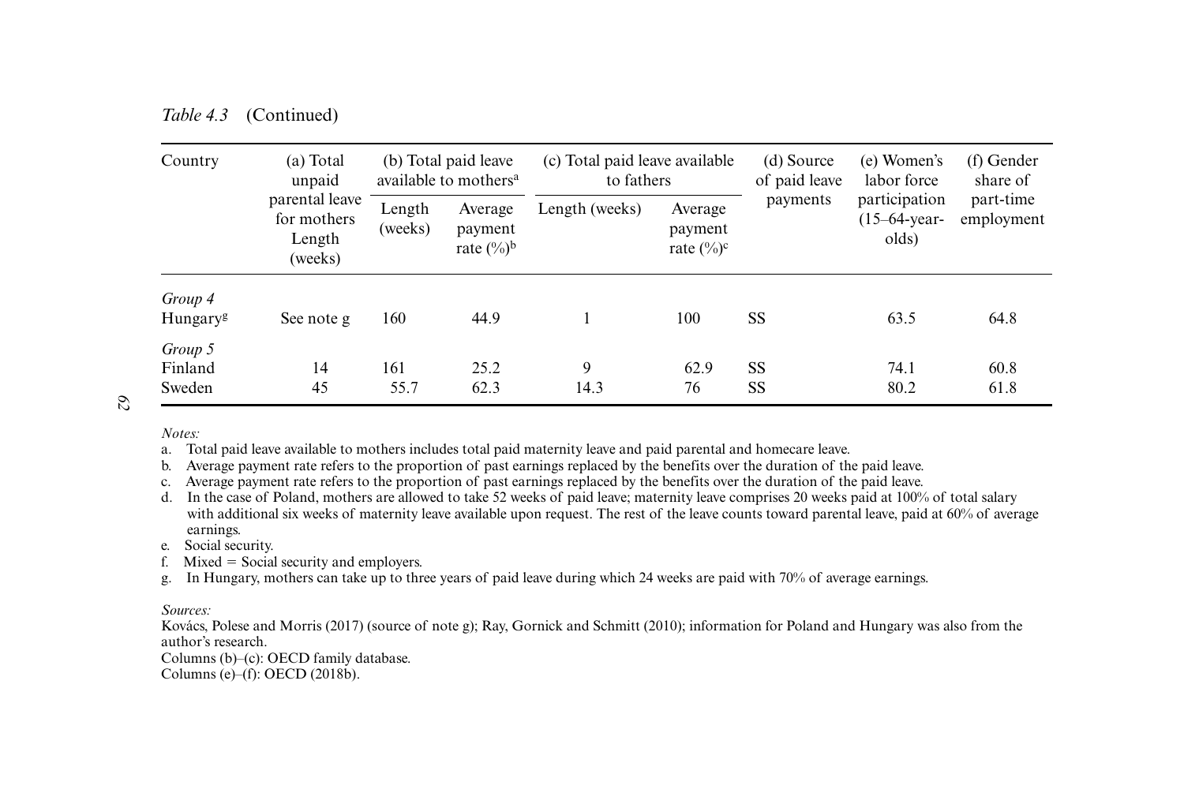*Table 4.3* (Continued)

| Country | (a) Total unpaid parental leave for mothers Length (weeks) | (b) Total paid leave available to mothers[a] | | (c) Total paid leave available to fathers | | (d) Source of paid leave payments | (e) Women's labor force participation (15–64-year-olds) | (f) Gender share of part-time employment |
|---|---|---|---|---|---|---|---|---|
| | | Length (weeks) | Average payment rate (%)[b] | Length (weeks) | Average payment rate (%)[c] | | | |
| *Group 4* | | | | | | | | |
| Hungary[g] | See note g | 160 | 44.9 | 1 | 100 | SS | 63.5 | 64.8 |
| *Group 5* | | | | | | | | |
| Finland | 14 | 161 | 25.2 | 9 | 62.9 | SS | 74.1 | 60.8 |
| Sweden | 45 | 55.7 | 62.3 | 14.3 | 76 | SS | 80.2 | 61.8 |

*Notes:*

a. Total paid leave available to mothers includes total paid maternity leave and paid parental and homecare leave.
b. Average payment rate refers to the proportion of past earnings replaced by the benefits over the duration of the paid leave.
c. Average payment rate refers to the proportion of past earnings replaced by the benefits over the duration of the paid leave.
d. In the case of Poland, mothers are allowed to take 52 weeks of paid leave; maternity leave comprises 20 weeks paid at 100% of total salary with additional six weeks of maternity leave available upon request. The rest of the leave counts toward parental leave, paid at 60% of average earnings.
e. Social security.
f. Mixed = Social security and employers.
g. In Hungary, mothers can take up to three years of paid leave during which 24 weeks are paid with 70% of average earnings.

*Sources:*
Kovács, Polese and Morris (2017) (source of note g); Ray, Gornick and Schmitt (2010); information for Poland and Hungary was also from the author's research.
Columns (b)–(c): OECD family database.
Columns (e)–(f): OECD (2018b).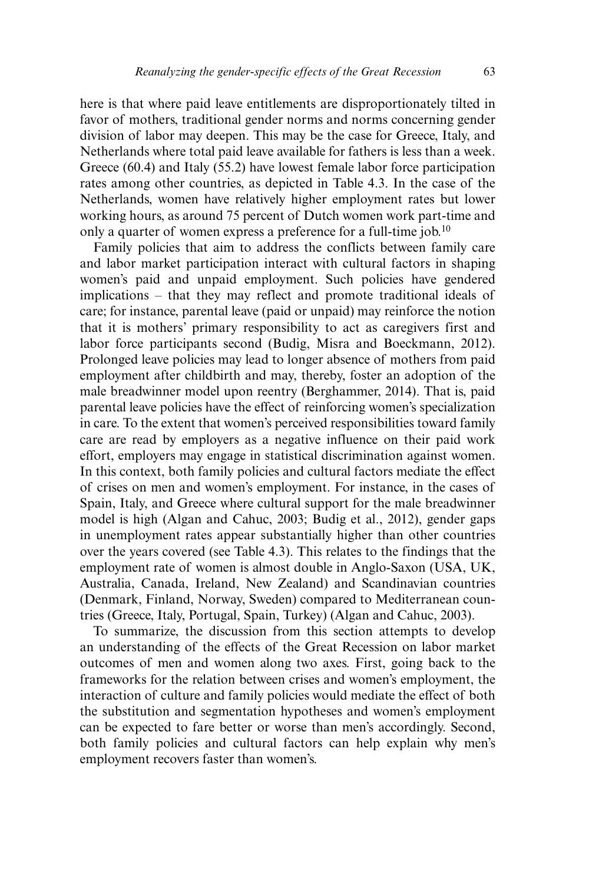here is that where paid leave entitlements are disproportionately tilted in favor of mothers, traditional gender norms and norms concerning gender division of labor may deepen. This may be the case for Greece, Italy, and Netherlands where total paid leave available for fathers is less than a week. Greece (60.4) and Italy (55.2) have lowest female labor force participation rates among other countries, as depicted in Table 4.3. In the case of the Netherlands, women have relatively higher employment rates but lower working hours, as around 75 percent of Dutch women work part-time and only a quarter of women express a preference for a full-time job.[10]

Family policies that aim to address the conflicts between family care and labor market participation interact with cultural factors in shaping women's paid and unpaid employment. Such policies have gendered implications – that they may reflect and promote traditional ideals of care; for instance, parental leave (paid or unpaid) may reinforce the notion that it is mothers' primary responsibility to act as caregivers first and labor force participants second (Budig, Misra and Boeckmann, 2012). Prolonged leave policies may lead to longer absence of mothers from paid employment after childbirth and may, thereby, foster an adoption of the male breadwinner model upon reentry (Berghammer, 2014). That is, paid parental leave policies have the effect of reinforcing women's specialization in care. To the extent that women's perceived responsibilities toward family care are read by employers as a negative influence on their paid work effort, employers may engage in statistical discrimination against women. In this context, both family policies and cultural factors mediate the effect of crises on men and women's employment. For instance, in the cases of Spain, Italy, and Greece where cultural support for the male breadwinner model is high (Algan and Cahuc, 2003; Budig et al., 2012), gender gaps in unemployment rates appear substantially higher than other countries over the years covered (see Table 4.3). This relates to the findings that the employment rate of women is almost double in Anglo-Saxon (USA, UK, Australia, Canada, Ireland, New Zealand) and Scandinavian countries (Denmark, Finland, Norway, Sweden) compared to Mediterranean countries (Greece, Italy, Portugal, Spain, Turkey) (Algan and Cahuc, 2003).

To summarize, the discussion from this section attempts to develop an understanding of the effects of the Great Recession on labor market outcomes of men and women along two axes. First, going back to the frameworks for the relation between crises and women's employment, the interaction of culture and family policies would mediate the effect of both the substitution and segmentation hypotheses and women's employment can be expected to fare better or worse than men's accordingly. Second, both family policies and cultural factors can help explain why men's employment recovers faster than women's.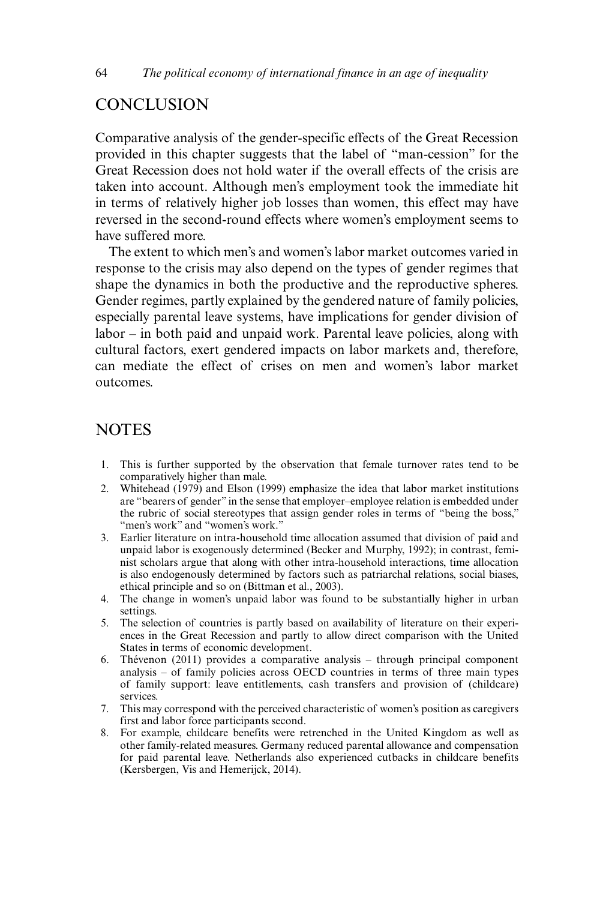## CONCLUSION

Comparative analysis of the gender-specific effects of the Great Recession provided in this chapter suggests that the label of "man-cession" for the Great Recession does not hold water if the overall effects of the crisis are taken into account. Although men's employment took the immediate hit in terms of relatively higher job losses than women, this effect may have reversed in the second-round effects where women's employment seems to have suffered more.

The extent to which men's and women's labor market outcomes varied in response to the crisis may also depend on the types of gender regimes that shape the dynamics in both the productive and the reproductive spheres. Gender regimes, partly explained by the gendered nature of family policies, especially parental leave systems, have implications for gender division of labor – in both paid and unpaid work. Parental leave policies, along with cultural factors, exert gendered impacts on labor markets and, therefore, can mediate the effect of crises on men and women's labor market outcomes.

## NOTES

1. This is further supported by the observation that female turnover rates tend to be comparatively higher than male.
2. Whitehead (1979) and Elson (1999) emphasize the idea that labor market institutions are "bearers of gender" in the sense that employer–employee relation is embedded under the rubric of social stereotypes that assign gender roles in terms of "being the boss," "men's work" and "women's work."
3. Earlier literature on intra-household time allocation assumed that division of paid and unpaid labor is exogenously determined (Becker and Murphy, 1992); in contrast, feminist scholars argue that along with other intra-household interactions, time allocation is also endogenously determined by factors such as patriarchal relations, social biases, ethical principle and so on (Bittman et al., 2003).
4. The change in women's unpaid labor was found to be substantially higher in urban settings.
5. The selection of countries is partly based on availability of literature on their experiences in the Great Recession and partly to allow direct comparison with the United States in terms of economic development.
6. Thévenon (2011) provides a comparative analysis – through principal component analysis – of family policies across OECD countries in terms of three main types of family support: leave entitlements, cash transfers and provision of (childcare) services.
7. This may correspond with the perceived characteristic of women's position as caregivers first and labor force participants second.
8. For example, childcare benefits were retrenched in the United Kingdom as well as other family-related measures. Germany reduced parental allowance and compensation for paid parental leave. Netherlands also experienced cutbacks in childcare benefits (Kersbergen, Vis and Hemerijck, 2014).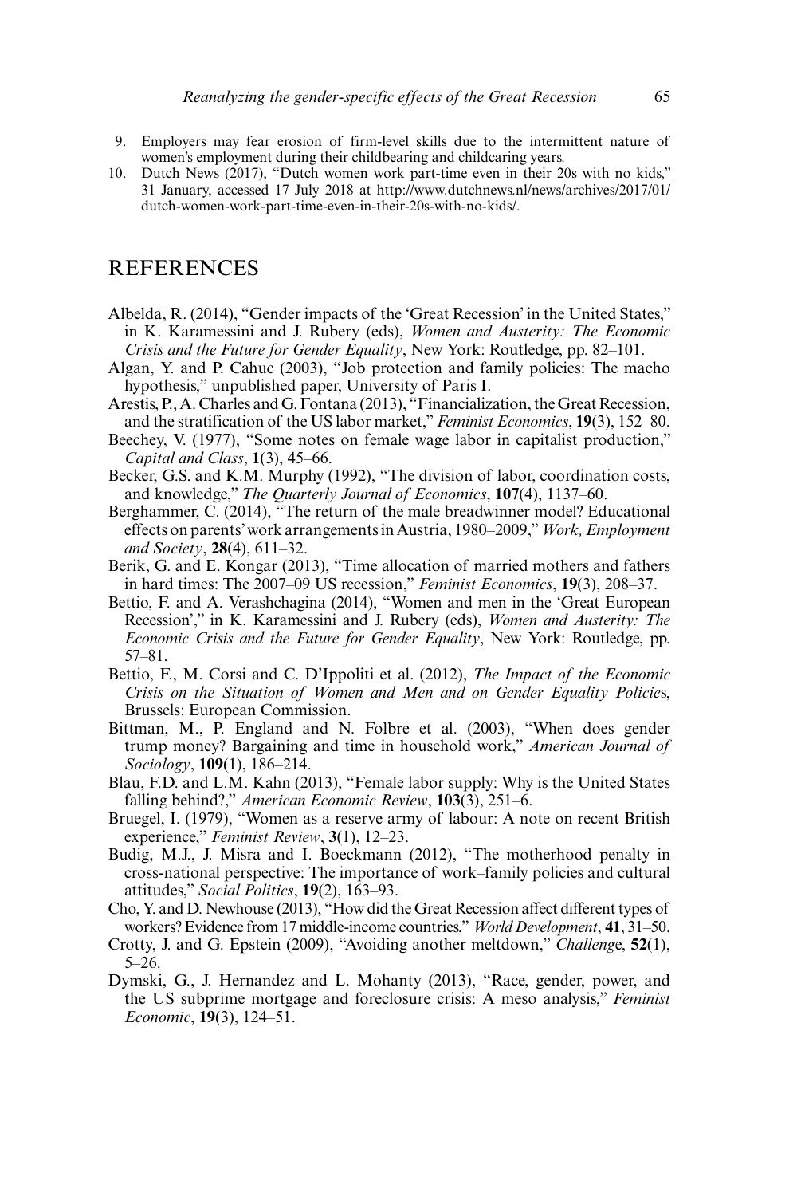9. Employers may fear erosion of firm-level skills due to the intermittent nature of women's employment during their childbearing and childcaring years.
10. Dutch News (2017), "Dutch women work part-time even in their 20s with no kids," 31 January, accessed 17 July 2018 at http://www.dutchnews.nl/news/archives/2017/01/dutch-women-work-part-time-even-in-their-20s-with-no-kids/.

## REFERENCES

Albelda, R. (2014), "Gender impacts of the 'Great Recession' in the United States," in K. Karamessini and J. Rubery (eds), *Women and Austerity: The Economic Crisis and the Future for Gender Equality*, New York: Routledge, pp. 82–101.

Algan, Y. and P. Cahuc (2003), "Job protection and family policies: The macho hypothesis," unpublished paper, University of Paris I.

Arestis, P., A. Charles and G. Fontana (2013), "Financialization, the Great Recession, and the stratification of the US labor market," *Feminist Economics*, **19**(3), 152–80.

Beechey, V. (1977), "Some notes on female wage labor in capitalist production," *Capital and Class*, **1**(3), 45–66.

Becker, G.S. and K.M. Murphy (1992), "The division of labor, coordination costs, and knowledge," *The Quarterly Journal of Economics*, **107**(4), 1137–60.

Berghammer, C. (2014), "The return of the male breadwinner model? Educational effects on parents' work arrangements in Austria, 1980–2009," *Work, Employment and Society*, **28**(4), 611–32.

Berik, G. and E. Kongar (2013), "Time allocation of married mothers and fathers in hard times: The 2007–09 US recession," *Feminist Economics*, **19**(3), 208–37.

Bettio, F. and A. Verashchagina (2014), "Women and men in the 'Great European Recession'," in K. Karamessini and J. Rubery (eds), *Women and Austerity: The Economic Crisis and the Future for Gender Equality*, New York: Routledge, pp. 57–81.

Bettio, F., M. Corsi and C. D'Ippoliti et al. (2012), *The Impact of the Economic Crisis on the Situation of Women and Men and on Gender Equality Policies*, Brussels: European Commission.

Bittman, M., P. England and N. Folbre et al. (2003), "When does gender trump money? Bargaining and time in household work," *American Journal of Sociology*, **109**(1), 186–214.

Blau, F.D. and L.M. Kahn (2013), "Female labor supply: Why is the United States falling behind?," *American Economic Review*, **103**(3), 251–6.

Bruegel, I. (1979), "Women as a reserve army of labour: A note on recent British experience," *Feminist Review*, **3**(1), 12–23.

Budig, M.J., J. Misra and I. Boeckmann (2012), "The motherhood penalty in cross-national perspective: The importance of work–family policies and cultural attitudes," *Social Politics*, **19**(2), 163–93.

Cho, Y. and D. Newhouse (2013), "How did the Great Recession affect different types of workers? Evidence from 17 middle-income countries," *World Development*, **41**, 31–50.

Crotty, J. and G. Epstein (2009), "Avoiding another meltdown," *Challenge*, **52**(1), 5–26.

Dymski, G., J. Hernandez and L. Mohanty (2013), "Race, gender, power, and the US subprime mortgage and foreclosure crisis: A meso analysis," *Feminist Economic*, **19**(3), 124–51.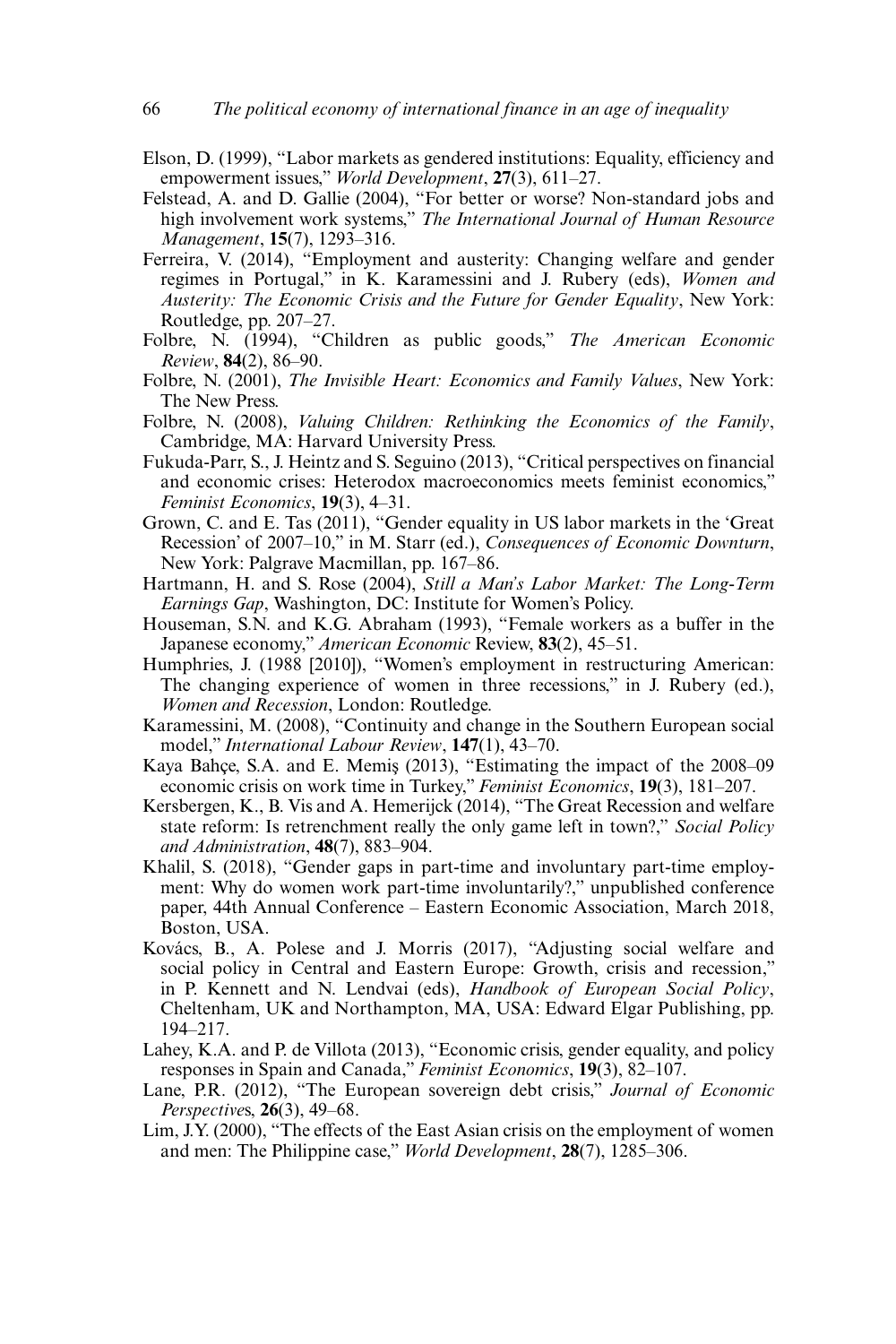Elson, D. (1999), "Labor markets as gendered institutions: Equality, efficiency and empowerment issues," *World Development*, **27**(3), 611–27.

Felstead, A. and D. Gallie (2004), "For better or worse? Non-standard jobs and high involvement work systems," *The International Journal of Human Resource Management*, **15**(7), 1293–316.

Ferreira, V. (2014), "Employment and austerity: Changing welfare and gender regimes in Portugal," in K. Karamessini and J. Rubery (eds), *Women and Austerity: The Economic Crisis and the Future for Gender Equality*, New York: Routledge, pp. 207–27.

Folbre, N. (1994), "Children as public goods," *The American Economic Review*, **84**(2), 86–90.

Folbre, N. (2001), *The Invisible Heart: Economics and Family Values*, New York: The New Press.

Folbre, N. (2008), *Valuing Children: Rethinking the Economics of the Family*, Cambridge, MA: Harvard University Press.

Fukuda-Parr, S., J. Heintz and S. Seguino (2013), "Critical perspectives on financial and economic crises: Heterodox macroeconomics meets feminist economics," *Feminist Economics*, **19**(3), 4–31.

Grown, C. and E. Tas (2011), "Gender equality in US labor markets in the 'Great Recession' of 2007–10," in M. Starr (ed.), *Consequences of Economic Downturn*, New York: Palgrave Macmillan, pp. 167–86.

Hartmann, H. and S. Rose (2004), *Still a Man's Labor Market: The Long-Term Earnings Gap*, Washington, DC: Institute for Women's Policy.

Houseman, S.N. and K.G. Abraham (1993), "Female workers as a buffer in the Japanese economy," *American Economic* Review, **83**(2), 45–51.

Humphries, J. (1988 [2010]), "Women's employment in restructuring American: The changing experience of women in three recessions," in J. Rubery (ed.), *Women and Recession*, London: Routledge.

Karamessini, M. (2008), "Continuity and change in the Southern European social model," *International Labour Review*, **147**(1), 43–70.

Kaya Bahçe, S.A. and E. Memiş (2013), "Estimating the impact of the 2008–09 economic crisis on work time in Turkey," *Feminist Economics*, **19**(3), 181–207.

Kersbergen, K., B. Vis and A. Hemerijck (2014), "The Great Recession and welfare state reform: Is retrenchment really the only game left in town?," *Social Policy and Administration*, **48**(7), 883–904.

Khalil, S. (2018), "Gender gaps in part-time and involuntary part-time employment: Why do women work part-time involuntarily?," unpublished conference paper, 44th Annual Conference – Eastern Economic Association, March 2018, Boston, USA.

Kovács, B., A. Polese and J. Morris (2017), "Adjusting social welfare and social policy in Central and Eastern Europe: Growth, crisis and recession," in P. Kennett and N. Lendvai (eds), *Handbook of European Social Policy*, Cheltenham, UK and Northampton, MA, USA: Edward Elgar Publishing, pp. 194–217.

Lahey, K.A. and P. de Villota (2013), "Economic crisis, gender equality, and policy responses in Spain and Canada," *Feminist Economics*, **19**(3), 82–107.

Lane, P.R. (2012), "The European sovereign debt crisis," *Journal of Economic Perspectives*, **26**(3), 49–68.

Lim, J.Y. (2000), "The effects of the East Asian crisis on the employment of women and men: The Philippine case," *World Development*, **28**(7), 1285–306.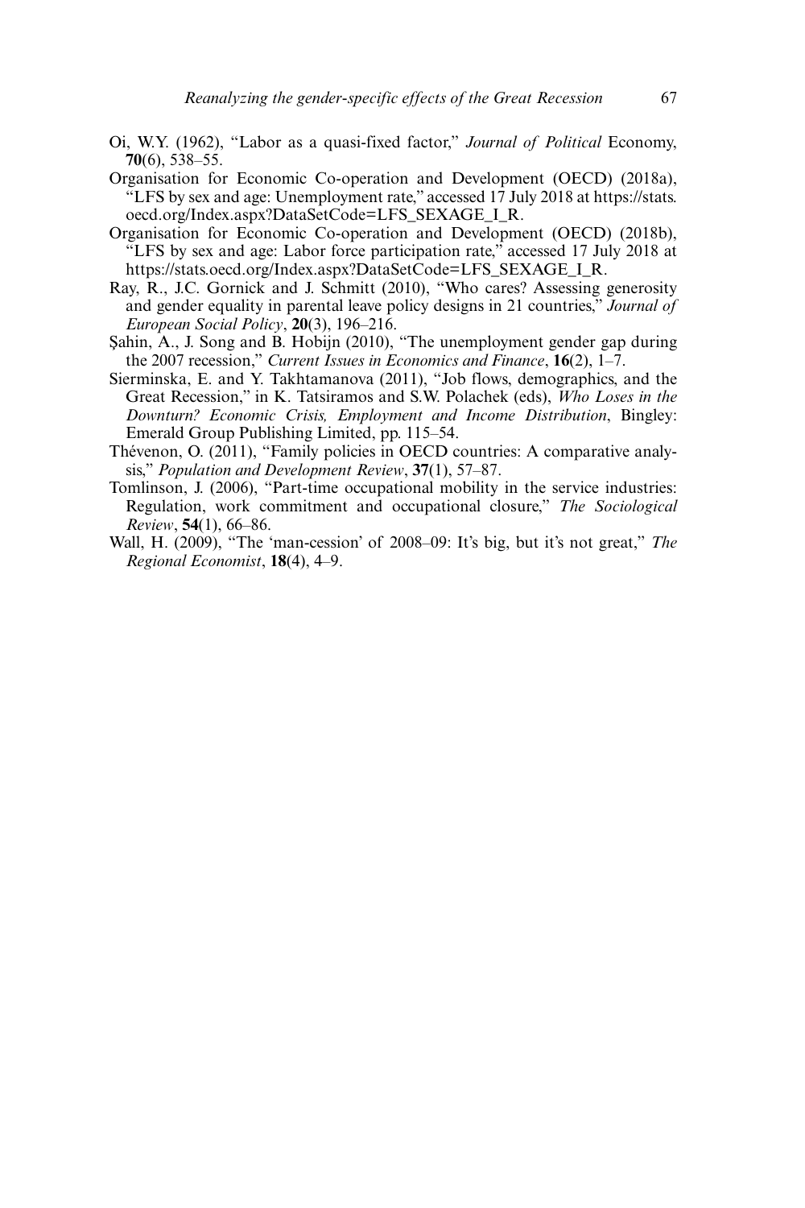Oi, W.Y. (1962), "Labor as a quasi-fixed factor," *Journal of Political* Economy, **70**(6), 538–55.

Organisation for Economic Co-operation and Development (OECD) (2018a), "LFS by sex and age: Unemployment rate," accessed 17 July 2018 at https://stats.oecd.org/Index.aspx?DataSetCode=LFS_SEXAGE_I_R.

Organisation for Economic Co-operation and Development (OECD) (2018b), "LFS by sex and age: Labor force participation rate," accessed 17 July 2018 at https://stats.oecd.org/Index.aspx?DataSetCode=LFS_SEXAGE_I_R.

Ray, R., J.C. Gornick and J. Schmitt (2010), "Who cares? Assessing generosity and gender equality in parental leave policy designs in 21 countries," *Journal of European Social Policy*, **20**(3), 196–216.

Şahin, A., J. Song and B. Hobijn (2010), "The unemployment gender gap during the 2007 recession," *Current Issues in Economics and Finance*, **16**(2), 1–7.

Sierminska, E. and Y. Takhtamanova (2011), "Job flows, demographics, and the Great Recession," in K. Tatsiramos and S.W. Polachek (eds), *Who Loses in the Downturn? Economic Crisis, Employment and Income Distribution*, Bingley: Emerald Group Publishing Limited, pp. 115–54.

Thévenon, O. (2011), "Family policies in OECD countries: A comparative analysis," *Population and Development Review*, **37**(1), 57–87.

Tomlinson, J. (2006), "Part-time occupational mobility in the service industries: Regulation, work commitment and occupational closure," *The Sociological Review*, **54**(1), 66–86.

Wall, H. (2009), "The 'man-cession' of 2008–09: It's big, but it's not great," *The Regional Economist*, **18**(4), 4–9.